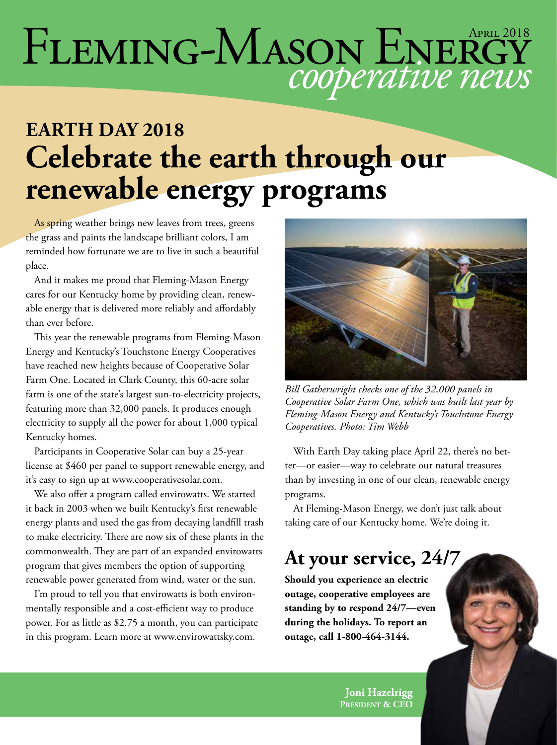# Fleming-Mason Energy *cooperative news*

April 2018

## EARTH DAY 2018

# Celebrate the earth through our renewable energy programs

As spring weather brings new leaves from trees, greens the grass and paints the landscape brilliant colors, I am reminded how fortunate we are to live in such a beautiful place.

And it makes me proud that Fleming-Mason Energy cares for our Kentucky home by providing clean, renewable energy that is delivered more reliably and affordably than ever before.

This year the renewable programs from Fleming-Mason Energy and Kentucky's Touchstone Energy Cooperatives have reached new heights because of Cooperative Solar Farm One. Located in Clark County, this 60-acre solar farm is one of the state's largest sun-to-electricity projects, featuring more than 32,000 panels. It produces enough electricity to supply all the power for about 1,000 typical Kentucky homes.

Participants in Cooperative Solar can buy a 25-year license at $460 per panel to support renewable energy, and it's easy to sign up at www.cooperativesolar.com.

We also offer a program called envirowatts. We started it back in 2003 when we built Kentucky's first renewable energy plants and used the gas from decaying landfill trash to make electricity. There are now six of these plants in the commonwealth. They are part of an expanded envirowatts program that gives members the option of supporting renewable power generated from wind, water or the sun.

I'm proud to tell you that envirowatts is both environmentally responsible and a cost-efficient way to produce power. For as little as $2.75 a month, you can participate in this program. Learn more at www.envirowattsky.com.

*Bill Gatherwright checks one of the 32,000 panels in Cooperative Solar Farm One, which was built last year by Fleming-Mason Energy and Kentucky's Touchstone Energy Cooperatives. Photo: Tim Webb*

With Earth Day taking place April 22, there's no better—or easier—way to celebrate our natural treasures than by investing in one of our clean, renewable energy programs.

At Fleming-Mason Energy, we don't just talk about taking care of our Kentucky home. We're doing it.

## At your service, 24/7

**Should you experience an electric outage, cooperative employees are standing by to respond 24/7—even during the holidays. To report an outage, call 1-800-464-3144.**

**Joni Hazelrigg**
**President & CEO**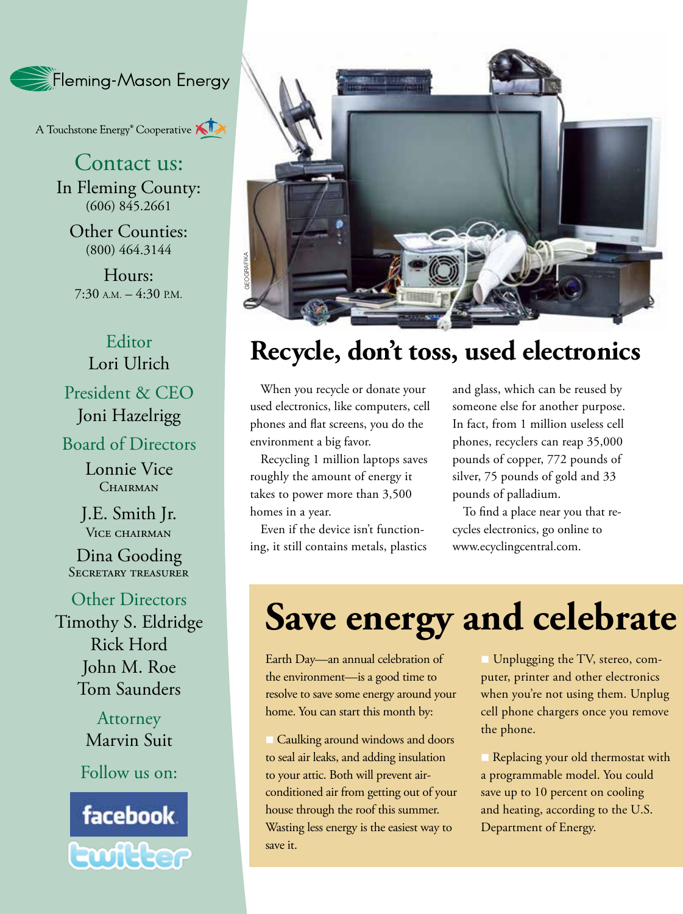Fleming-Mason Energy

A Touchstone Energy® Cooperative

## Contact us:

In Fleming County:
(606) 845.2661

Other Counties:
(800) 464.3144

Hours:
7:30 A.M. – 4:30 P.M.

**Editor**
Lori Ulrich

**President & CEO**
Joni Hazelrigg

**Board of Directors**

Lonnie Vice
CHAIRMAN

J.E. Smith Jr.
VICE CHAIRMAN

Dina Gooding
SECRETARY TREASURER

**Other Directors**
Timothy S. Eldridge
Rick Hord
John M. Roe
Tom Saunders

**Attorney**
Marvin Suit

Follow us on:

facebook

twitter

GEOGRAFIKA

# Recycle, don't toss, used electronics

When you recycle or donate your used electronics, like computers, cell phones and flat screens, you do the environment a big favor.

Recycling 1 million laptops saves roughly the amount of energy it takes to power more than 3,500 homes in a year.

Even if the device isn't functioning, it still contains metals, plastics and glass, which can be reused by someone else for another purpose. In fact, from 1 million useless cell phones, recyclers can reap 35,000 pounds of copper, 772 pounds of silver, 75 pounds of gold and 33 pounds of palladium.

To find a place near you that recycles electronics, go online to www.ecyclingcentral.com.

# Save energy and celebrate

Earth Day—an annual celebration of the environment—is a good time to resolve to save some energy around your home. You can start this month by:

- Caulking around windows and doors to seal air leaks, and adding insulation to your attic. Both will prevent air-conditioned air from getting out of your house through the roof this summer. Wasting less energy is the easiest way to save it.
- Unplugging the TV, stereo, computer, printer and other electronics when you're not using them. Unplug cell phone chargers once you remove the phone.
- Replacing your old thermostat with a programmable model. You could save up to 10 percent on cooling and heating, according to the U.S. Department of Energy.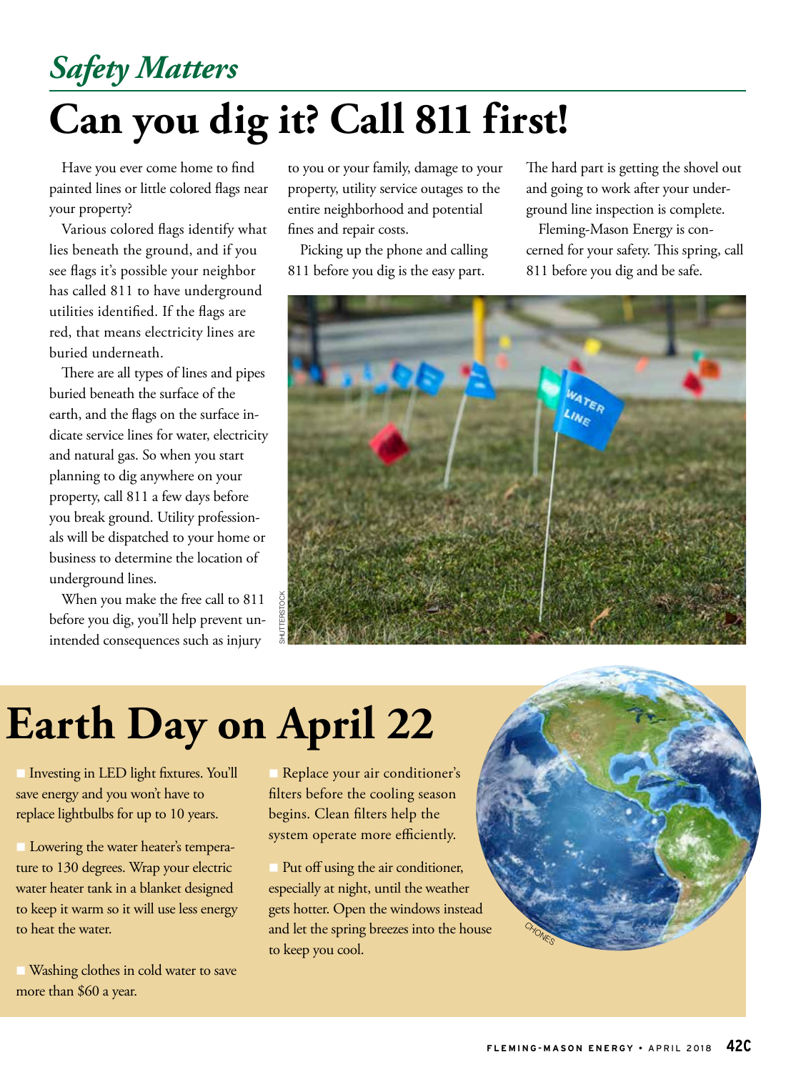*Safety Matters*

# Can you dig it? Call 811 first!

Have you ever come home to find painted lines or little colored flags near your property?

Various colored flags identify what lies beneath the ground, and if you see flags it's possible your neighbor has called 811 to have underground utilities identified. If the flags are red, that means electricity lines are buried underneath.

There are all types of lines and pipes buried beneath the surface of the earth, and the flags on the surface indicate service lines for water, electricity and natural gas. So when you start planning to dig anywhere on your property, call 811 a few days before you break ground. Utility professionals will be dispatched to your home or business to determine the location of underground lines.

When you make the free call to 811 before you dig, you'll help prevent unintended consequences such as injury to you or your family, damage to your property, utility service outages to the entire neighborhood and potential fines and repair costs.

Picking up the phone and calling 811 before you dig is the easy part. The hard part is getting the shovel out and going to work after your underground line inspection is complete.

Fleming-Mason Energy is concerned for your safety. This spring, call 811 before you dig and be safe.

SHUTTERSTOCK

# Earth Day on April 22

- Investing in LED light fixtures. You'll save energy and you won't have to replace lightbulbs for up to 10 years.
- Lowering the water heater's temperature to 130 degrees. Wrap your electric water heater tank in a blanket designed to keep it warm so it will use less energy to heat the water.
- Washing clothes in cold water to save more than $60 a year.
- Replace your air conditioner's filters before the cooling season begins. Clean filters help the system operate more efficiently.
- Put off using the air conditioner, especially at night, until the weather gets hotter. Open the windows instead and let the spring breezes into the house to keep you cool.

CHONES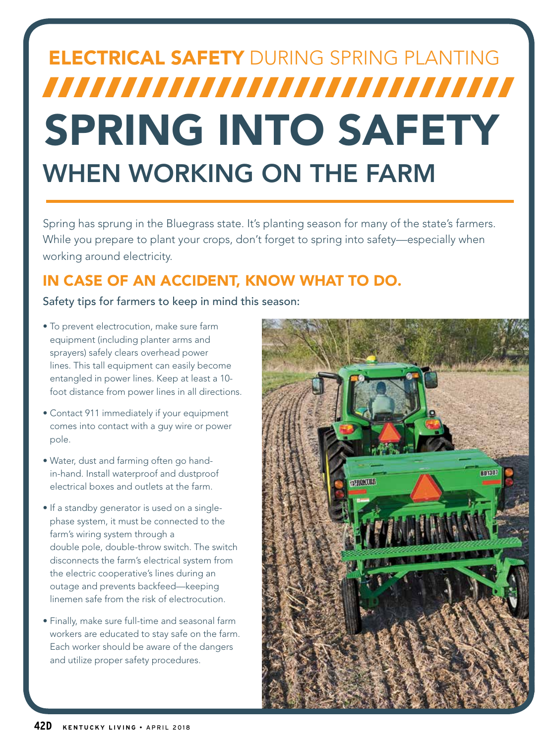# ELECTRICAL SAFETY DURING SPRING PLANTING

# SPRING INTO SAFETY

## WHEN WORKING ON THE FARM

Spring has sprung in the Bluegrass state. It's planting season for many of the state's farmers. While you prepare to plant your crops, don't forget to spring into safety—especially when working around electricity.

### IN CASE OF AN ACCIDENT, KNOW WHAT TO DO.

Safety tips for farmers to keep in mind this season:

- To prevent electrocution, make sure farm equipment (including planter arms and sprayers) safely clears overhead power lines. This tall equipment can easily become entangled in power lines. Keep at least a 10-foot distance from power lines in all directions.
- Contact 911 immediately if your equipment comes into contact with a guy wire or power pole.
- Water, dust and farming often go hand-in-hand. Install waterproof and dustproof electrical boxes and outlets at the farm.
- If a standby generator is used on a single-phase system, it must be connected to the farm's wiring system through a double pole, double-throw switch. The switch disconnects the farm's electrical system from the electric cooperative's lines during an outage and prevents backfeed—keeping linemen safe from the risk of electrocution.
- Finally, make sure full-time and seasonal farm workers are educated to stay safe on the farm. Each worker should be aware of the dangers and utilize proper safety procedures.